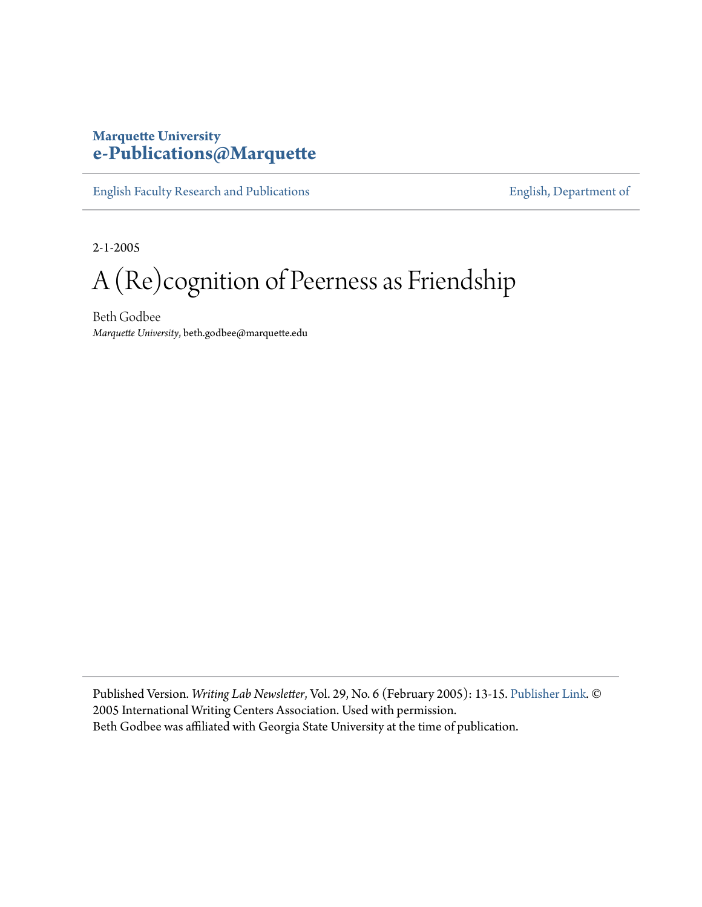Marquette University
**e-Publications@Marquette**

English Faculty Research and Publications | English, Department of

2-1-2005

# A (Re)cognition of Peerness as Friendship

Beth Godbee
*Marquette University*, beth.godbee@marquette.edu

Published Version. *Writing Lab Newsletter*, Vol. 29, No. 6 (February 2005): 13-15. Publisher Link. © 2005 International Writing Centers Association. Used with permission.
Beth Godbee was affiliated with Georgia State University at the time of publication.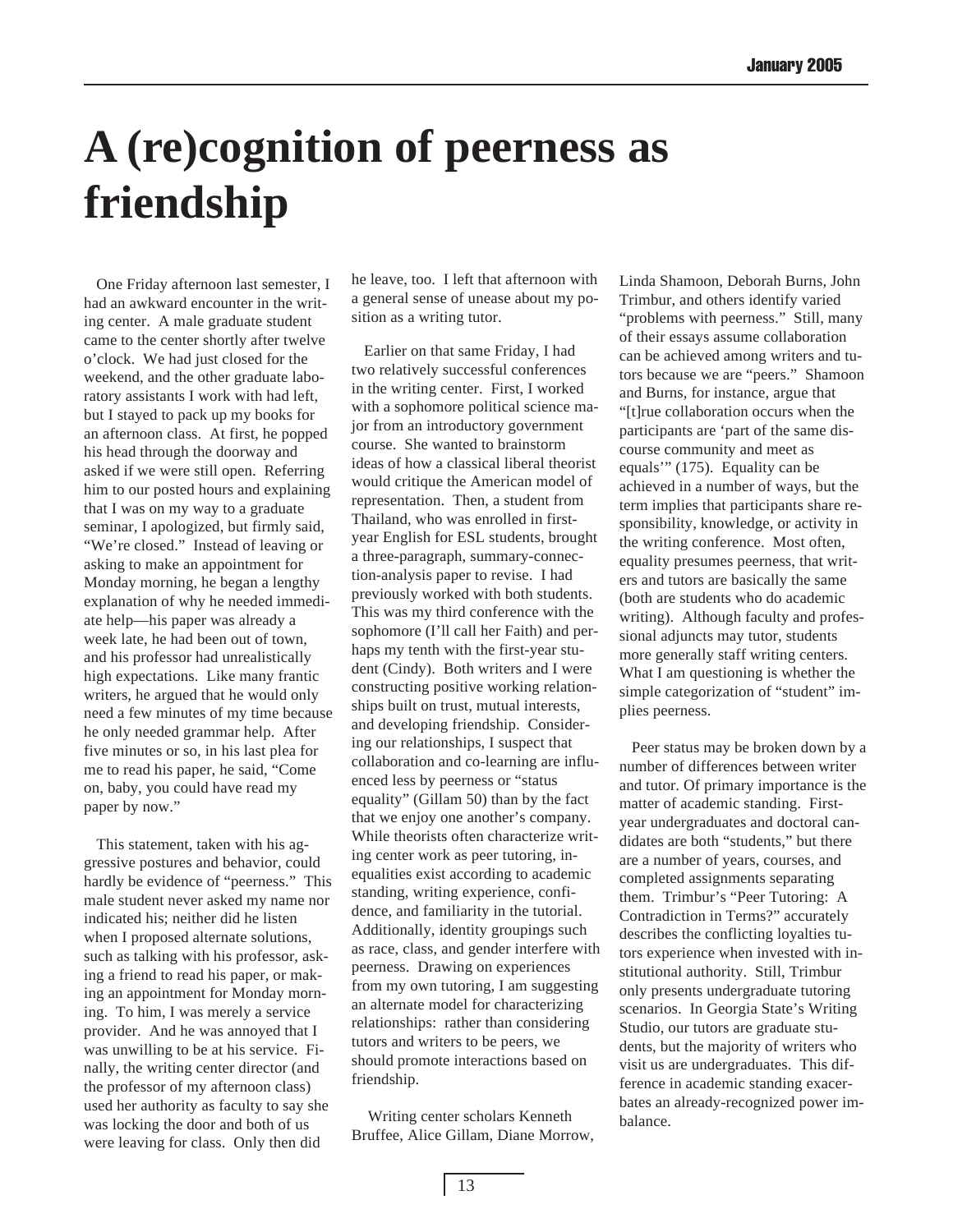# A (re)cognition of peerness as friendship

One Friday afternoon last semester, I had an awkward encounter in the writing center. A male graduate student came to the center shortly after twelve o'clock. We had just closed for the weekend, and the other graduate laboratory assistants I work with had left, but I stayed to pack up my books for an afternoon class. At first, he popped his head through the doorway and asked if we were still open. Referring him to our posted hours and explaining that I was on my way to a graduate seminar, I apologized, but firmly said, "We're closed." Instead of leaving or asking to make an appointment for Monday morning, he began a lengthy explanation of why he needed immediate help—his paper was already a week late, he had been out of town, and his professor had unrealistically high expectations. Like many frantic writers, he argued that he would only need a few minutes of my time because he only needed grammar help. After five minutes or so, in his last plea for me to read his paper, he said, "Come on, baby, you could have read my paper by now."

This statement, taken with his aggressive postures and behavior, could hardly be evidence of "peerness." This male student never asked my name nor indicated his; neither did he listen when I proposed alternate solutions, such as talking with his professor, asking a friend to read his paper, or making an appointment for Monday morning. To him, I was merely a service provider. And he was annoyed that I was unwilling to be at his service. Finally, the writing center director (and the professor of my afternoon class) used her authority as faculty to say she was locking the door and both of us were leaving for class. Only then did he leave, too. I left that afternoon with a general sense of unease about my position as a writing tutor.

Earlier on that same Friday, I had two relatively successful conferences in the writing center. First, I worked with a sophomore political science major from an introductory government course. She wanted to brainstorm ideas of how a classical liberal theorist would critique the American model of representation. Then, a student from Thailand, who was enrolled in first-year English for ESL students, brought a three-paragraph, summary-connection-analysis paper to revise. I had previously worked with both students. This was my third conference with the sophomore (I'll call her Faith) and perhaps my tenth with the first-year student (Cindy). Both writers and I were constructing positive working relationships built on trust, mutual interests, and developing friendship. Considering our relationships, I suspect that collaboration and co-learning are influenced less by peerness or "status equality" (Gillam 50) than by the fact that we enjoy one another's company. While theorists often characterize writing center work as peer tutoring, inequalities exist according to academic standing, writing experience, confidence, and familiarity in the tutorial. Additionally, identity groupings such as race, class, and gender interfere with peerness. Drawing on experiences from my own tutoring, I am suggesting an alternate model for characterizing relationships: rather than considering tutors and writers to be peers, we should promote interactions based on friendship.

Writing center scholars Kenneth Bruffee, Alice Gillam, Diane Morrow, Linda Shamoon, Deborah Burns, John Trimbur, and others identify varied "problems with peerness." Still, many of their essays assume collaboration can be achieved among writers and tutors because we are "peers." Shamoon and Burns, for instance, argue that "[t]rue collaboration occurs when the participants are 'part of the same discourse community and meet as equals'" (175). Equality can be achieved in a number of ways, but the term implies that participants share responsibility, knowledge, or activity in the writing conference. Most often, equality presumes peerness, that writers and tutors are basically the same (both are students who do academic writing). Although faculty and professional adjuncts may tutor, students more generally staff writing centers. What I am questioning is whether the simple categorization of "student" implies peerness.

Peer status may be broken down by a number of differences between writer and tutor. Of primary importance is the matter of academic standing. First-year undergraduates and doctoral candidates are both "students," but there are a number of years, courses, and completed assignments separating them. Trimbur's "Peer Tutoring: A Contradiction in Terms?" accurately describes the conflicting loyalties tutors experience when invested with institutional authority. Still, Trimbur only presents undergraduate tutoring scenarios. In Georgia State's Writing Studio, our tutors are graduate students, but the majority of writers who visit us are undergraduates. This difference in academic standing exacerbates an already-recognized power imbalance.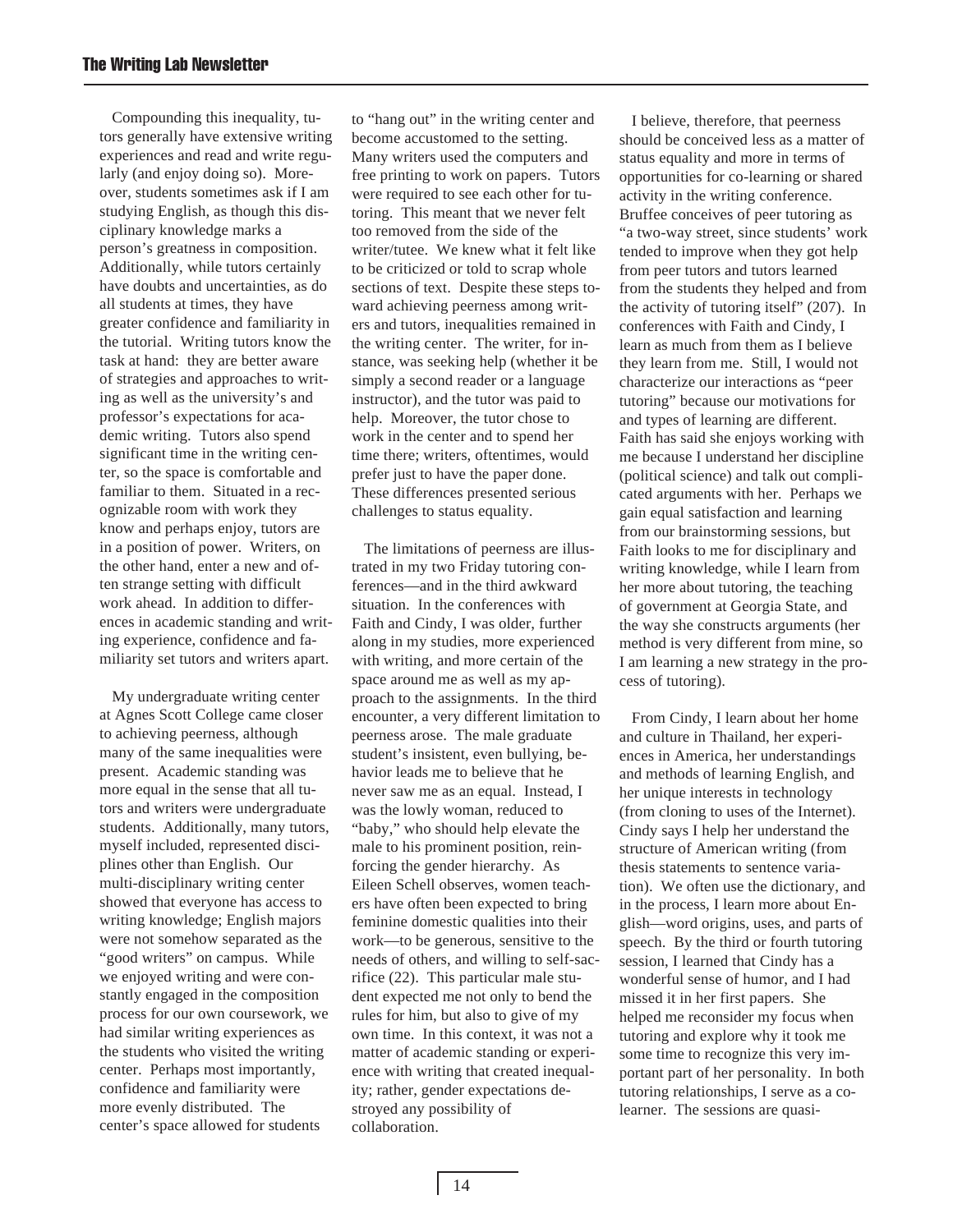Compounding this inequality, tutors generally have extensive writing experiences and read and write regularly (and enjoy doing so). Moreover, students sometimes ask if I am studying English, as though this disciplinary knowledge marks a person's greatness in composition. Additionally, while tutors certainly have doubts and uncertainties, as do all students at times, they have greater confidence and familiarity in the tutorial. Writing tutors know the task at hand: they are better aware of strategies and approaches to writing as well as the university's and professor's expectations for academic writing. Tutors also spend significant time in the writing center, so the space is comfortable and familiar to them. Situated in a recognizable room with work they know and perhaps enjoy, tutors are in a position of power. Writers, on the other hand, enter a new and often strange setting with difficult work ahead. In addition to differences in academic standing and writing experience, confidence and familiarity set tutors and writers apart.

My undergraduate writing center at Agnes Scott College came closer to achieving peerness, although many of the same inequalities were present. Academic standing was more equal in the sense that all tutors and writers were undergraduate students. Additionally, many tutors, myself included, represented disciplines other than English. Our multi-disciplinary writing center showed that everyone has access to writing knowledge; English majors were not somehow separated as the "good writers" on campus. While we enjoyed writing and were constantly engaged in the composition process for our own coursework, we had similar writing experiences as the students who visited the writing center. Perhaps most importantly, confidence and familiarity were more evenly distributed. The center's space allowed for students to "hang out" in the writing center and become accustomed to the setting. Many writers used the computers and free printing to work on papers. Tutors were required to see each other for tutoring. This meant that we never felt too removed from the side of the writer/tutee. We knew what it felt like to be criticized or told to scrap whole sections of text. Despite these steps toward achieving peerness among writers and tutors, inequalities remained in the writing center. The writer, for instance, was seeking help (whether it be simply a second reader or a language instructor), and the tutor was paid to help. Moreover, the tutor chose to work in the center and to spend her time there; writers, oftentimes, would prefer just to have the paper done. These differences presented serious challenges to status equality.

The limitations of peerness are illustrated in my two Friday tutoring conferences—and in the third awkward situation. In the conferences with Faith and Cindy, I was older, further along in my studies, more experienced with writing, and more certain of the space around me as well as my approach to the assignments. In the third encounter, a very different limitation to peerness arose. The male graduate student's insistent, even bullying, behavior leads me to believe that he never saw me as an equal. Instead, I was the lowly woman, reduced to "baby," who should help elevate the male to his prominent position, reinforcing the gender hierarchy. As Eileen Schell observes, women teachers have often been expected to bring feminine domestic qualities into their work—to be generous, sensitive to the needs of others, and willing to self-sacrifice (22). This particular male student expected me not only to bend the rules for him, but also to give of my own time. In this context, it was not a matter of academic standing or experience with writing that created inequality; rather, gender expectations destroyed any possibility of collaboration.

I believe, therefore, that peerness should be conceived less as a matter of status equality and more in terms of opportunities for co-learning or shared activity in the writing conference. Bruffee conceives of peer tutoring as "a two-way street, since students' work tended to improve when they got help from peer tutors and tutors learned from the students they helped and from the activity of tutoring itself" (207). In conferences with Faith and Cindy, I learn as much from them as I believe they learn from me. Still, I would not characterize our interactions as "peer tutoring" because our motivations for and types of learning are different. Faith has said she enjoys working with me because I understand her discipline (political science) and talk out complicated arguments with her. Perhaps we gain equal satisfaction and learning from our brainstorming sessions, but Faith looks to me for disciplinary and writing knowledge, while I learn from her more about tutoring, the teaching of government at Georgia State, and the way she constructs arguments (her method is very different from mine, so I am learning a new strategy in the process of tutoring).

From Cindy, I learn about her home and culture in Thailand, her experiences in America, her understandings and methods of learning English, and her unique interests in technology (from cloning to uses of the Internet). Cindy says I help her understand the structure of American writing (from thesis statements to sentence variation). We often use the dictionary, and in the process, I learn more about English—word origins, uses, and parts of speech. By the third or fourth tutoring session, I learned that Cindy has a wonderful sense of humor, and I had missed it in her first papers. She helped me reconsider my focus when tutoring and explore why it took me some time to recognize this very important part of her personality. In both tutoring relationships, I serve as a co-learner. The sessions are quasi-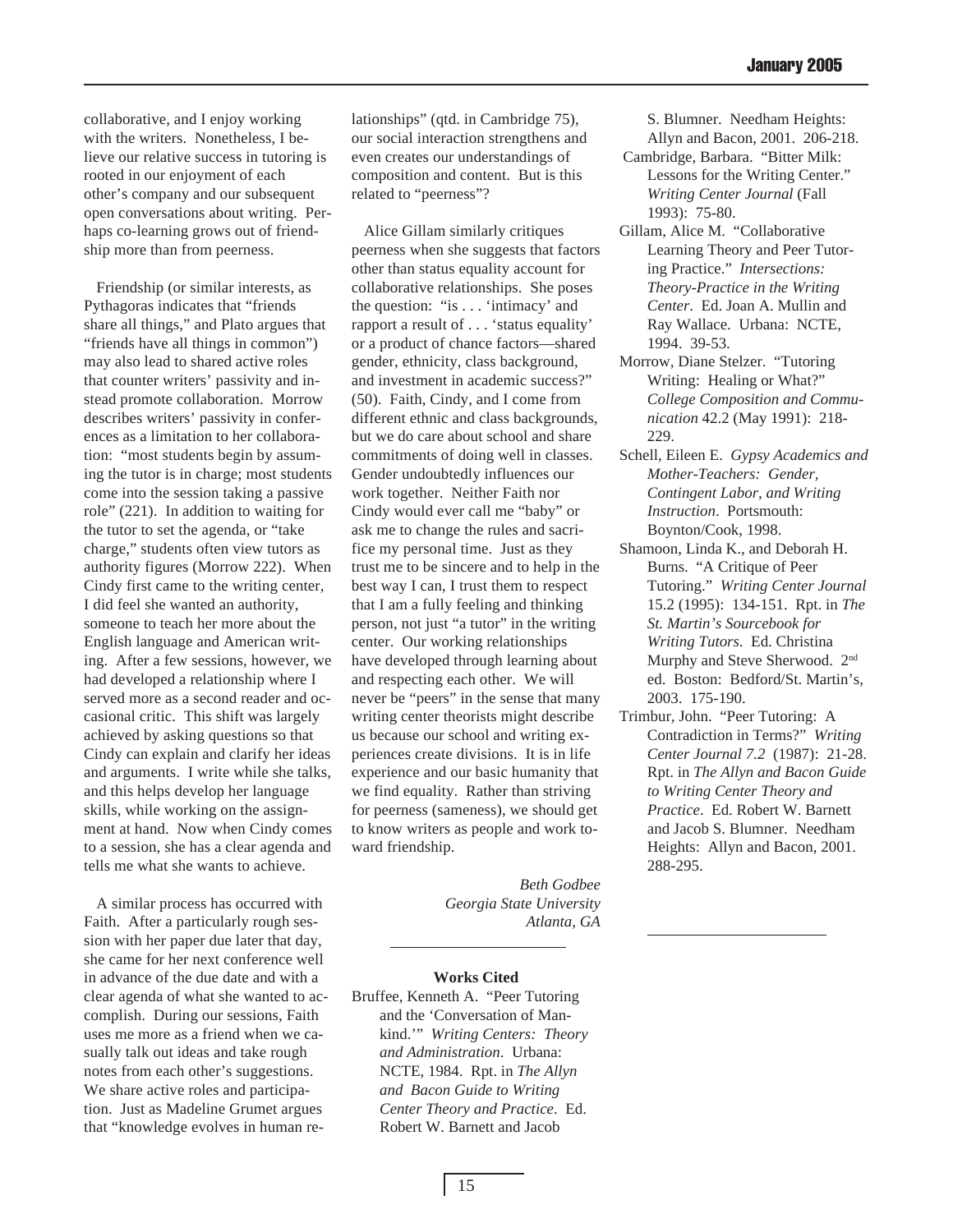collaborative, and I enjoy working with the writers. Nonetheless, I believe our relative success in tutoring is rooted in our enjoyment of each other's company and our subsequent open conversations about writing. Perhaps co-learning grows out of friendship more than from peerness.

Friendship (or similar interests, as Pythagoras indicates that "friends share all things," and Plato argues that "friends have all things in common") may also lead to shared active roles that counter writers' passivity and instead promote collaboration. Morrow describes writers' passivity in conferences as a limitation to her collaboration: "most students begin by assuming the tutor is in charge; most students come into the session taking a passive role" (221). In addition to waiting for the tutor to set the agenda, or "take charge," students often view tutors as authority figures (Morrow 222). When Cindy first came to the writing center, I did feel she wanted an authority, someone to teach her more about the English language and American writing. After a few sessions, however, we had developed a relationship where I served more as a second reader and occasional critic. This shift was largely achieved by asking questions so that Cindy can explain and clarify her ideas and arguments. I write while she talks, and this helps develop her language skills, while working on the assignment at hand. Now when Cindy comes to a session, she has a clear agenda and tells me what she wants to achieve.

A similar process has occurred with Faith. After a particularly rough session with her paper due later that day, she came for her next conference well in advance of the due date and with a clear agenda of what she wanted to accomplish. During our sessions, Faith uses me more as a friend when we casually talk out ideas and take rough notes from each other's suggestions. We share active roles and participation. Just as Madeline Grumet argues that "knowledge evolves in human relationships" (qtd. in Cambridge 75), our social interaction strengthens and even creates our understandings of composition and content. But is this related to "peerness"?

Alice Gillam similarly critiques peerness when she suggests that factors other than status equality account for collaborative relationships. She poses the question: "is . . . 'intimacy' and rapport a result of . . . 'status equality' or a product of chance factors—shared gender, ethnicity, class background, and investment in academic success?" (50). Faith, Cindy, and I come from different ethnic and class backgrounds, but we do care about school and share commitments of doing well in classes. Gender undoubtedly influences our work together. Neither Faith nor Cindy would ever call me "baby" or ask me to change the rules and sacrifice my personal time. Just as they trust me to be sincere and to help in the best way I can, I trust them to respect that I am a fully feeling and thinking person, not just "a tutor" in the writing center. Our working relationships have developed through learning about and respecting each other. We will never be "peers" in the sense that many writing center theorists might describe us because our school and writing experiences create divisions. It is in life experience and our basic humanity that we find equality. Rather than striving for peerness (sameness), we should get to know writers as people and work toward friendship.

*Beth Godbee*
*Georgia State University*
*Atlanta, GA*

**Works Cited**

Bruffee, Kenneth A. "Peer Tutoring and the 'Conversation of Mankind.'" *Writing Centers: Theory and Administration*. Urbana: NCTE, 1984. Rpt. in *The Allyn and Bacon Guide to Writing Center Theory and Practice*. Ed. Robert W. Barnett and Jacob S. Blumner. Needham Heights: Allyn and Bacon, 2001. 206-218.

Cambridge, Barbara. "Bitter Milk: Lessons for the Writing Center." *Writing Center Journal* (Fall 1993): 75-80.

Gillam, Alice M. "Collaborative Learning Theory and Peer Tutoring Practice." *Intersections: Theory-Practice in the Writing Center*. Ed. Joan A. Mullin and Ray Wallace. Urbana: NCTE, 1994. 39-53.

Morrow, Diane Stelzer. "Tutoring Writing: Healing or What?" *College Composition and Communication* 42.2 (May 1991): 218-229.

Schell, Eileen E. *Gypsy Academics and Mother-Teachers: Gender, Contingent Labor, and Writing Instruction*. Portsmouth: Boynton/Cook, 1998.

Shamoon, Linda K., and Deborah H. Burns. "A Critique of Peer Tutoring." *Writing Center Journal* 15.2 (1995): 134-151. Rpt. in *The St. Martin's Sourcebook for Writing Tutors*. Ed. Christina Murphy and Steve Sherwood. 2nd ed. Boston: Bedford/St. Martin's, 2003. 175-190.

Trimbur, John. "Peer Tutoring: A Contradiction in Terms?" *Writing Center Journal 7.2* (1987): 21-28. Rpt. in *The Allyn and Bacon Guide to Writing Center Theory and Practice*. Ed. Robert W. Barnett and Jacob S. Blumner. Needham Heights: Allyn and Bacon, 2001. 288-295.